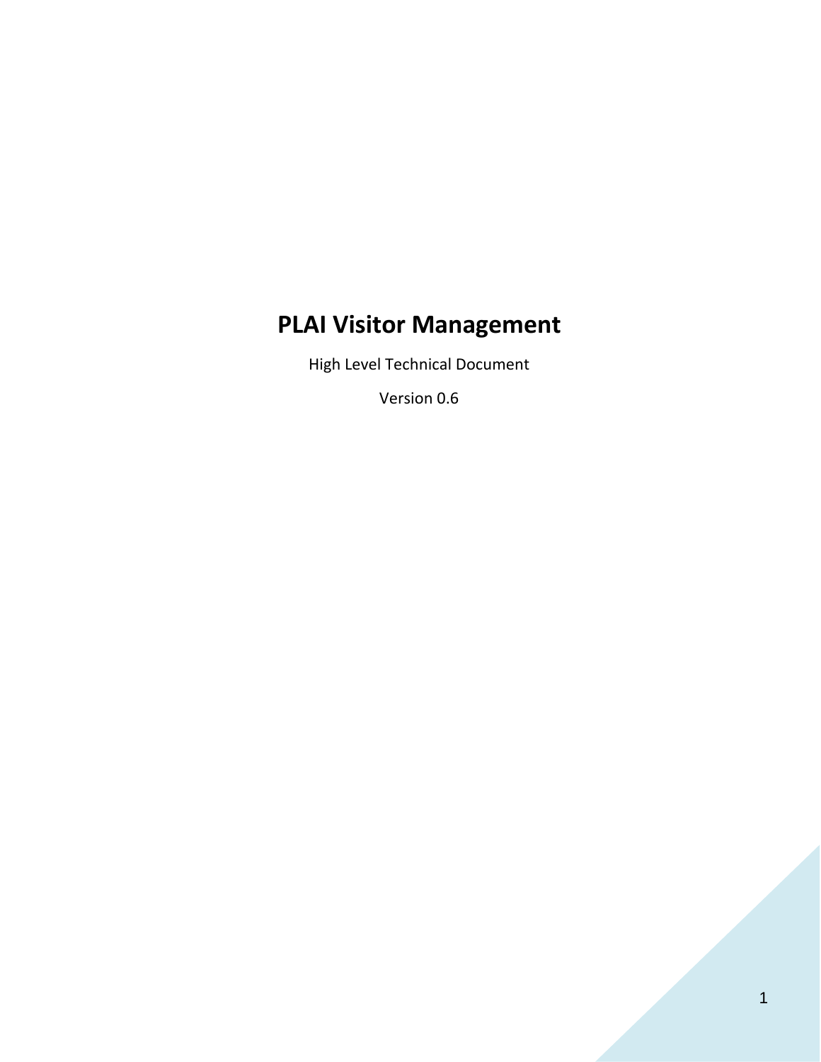# PLAI Visitor Management

High Level Technical Document

Version 0.6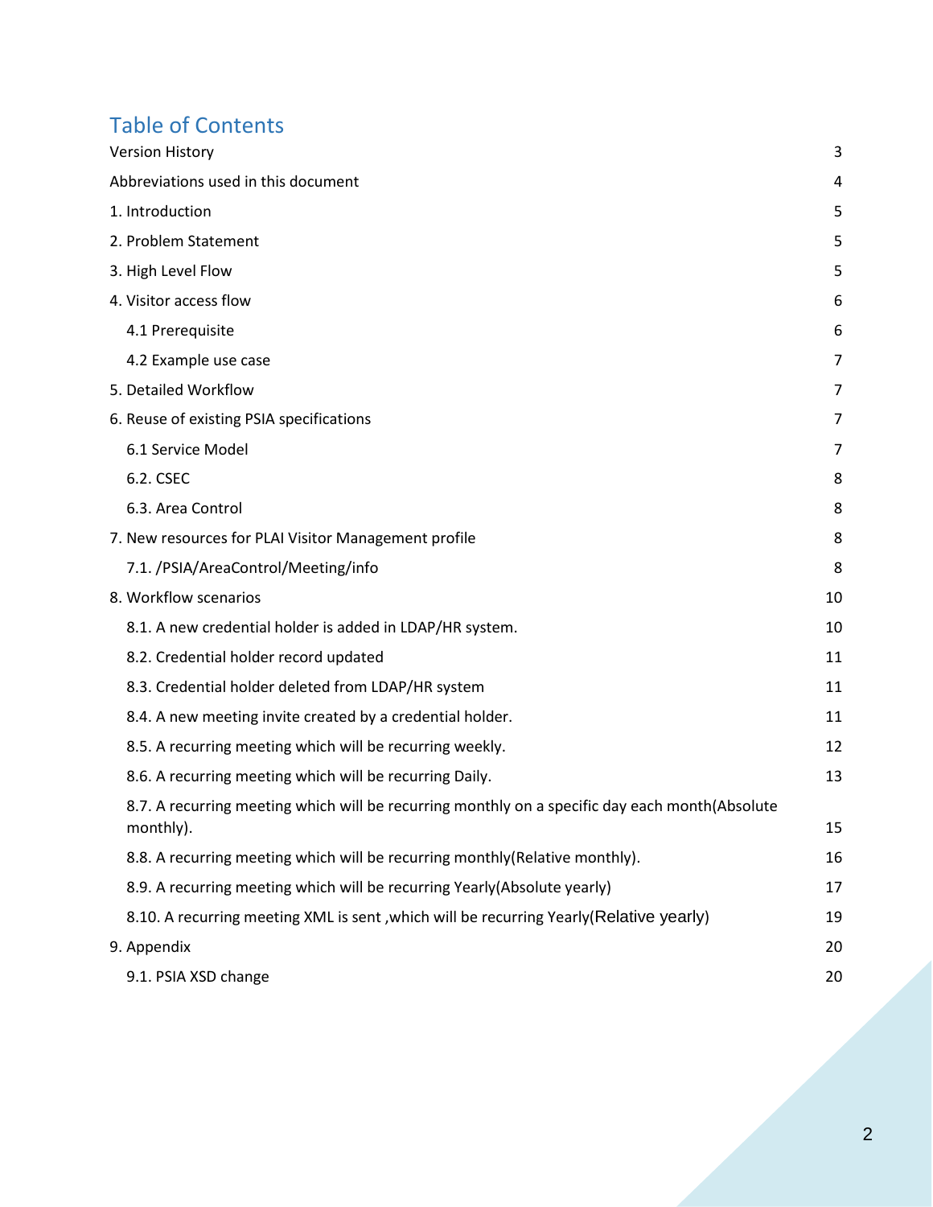# Table of Contents

- Version History 3
- Abbreviations used in this document 4
- 1. Introduction 5
- 2. Problem Statement 5
- 3. High Level Flow 5
- 4. Visitor access flow 6
  - 4.1 Prerequisite 6
  - 4.2 Example use case 7
- 5. Detailed Workflow 7
- 6. Reuse of existing PSIA specifications 7
  - 6.1 Service Model 7
  - 6.2. CSEC 8
  - 6.3. Area Control 8
- 7. New resources for PLAI Visitor Management profile 8
  - 7.1. /PSIA/AreaControl/Meeting/info 8
- 8. Workflow scenarios 10
  - 8.1. A new credential holder is added in LDAP/HR system. 10
  - 8.2. Credential holder record updated 11
  - 8.3. Credential holder deleted from LDAP/HR system 11
  - 8.4. A new meeting invite created by a credential holder. 11
  - 8.5. A recurring meeting which will be recurring weekly. 12
  - 8.6. A recurring meeting which will be recurring Daily. 13
  - 8.7. A recurring meeting which will be recurring monthly on a specific day each month(Absolute monthly). 15
  - 8.8. A recurring meeting which will be recurring monthly(Relative monthly). 16
  - 8.9. A recurring meeting which will be recurring Yearly(Absolute yearly) 17
  - 8.10. A recurring meeting XML is sent ,which will be recurring Yearly(Relative yearly) 19
- 9. Appendix 20
  - 9.1. PSIA XSD change 20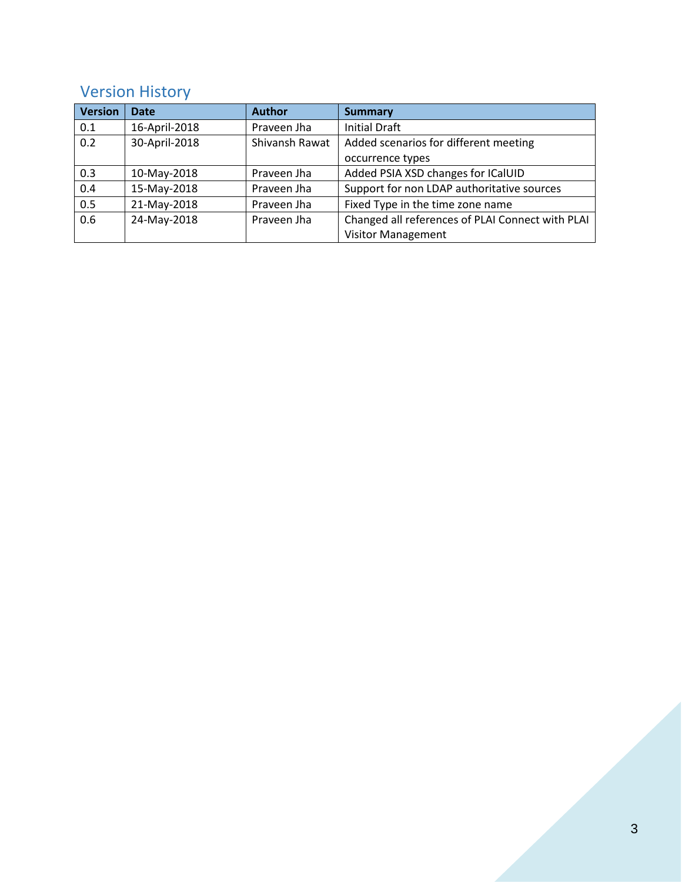## Version History

| Version | Date | Author | Summary |
| --- | --- | --- | --- |
| 0.1 | 16-April-2018 | Praveen Jha | Initial Draft |
| 0.2 | 30-April-2018 | Shivansh Rawat | Added scenarios for different meeting occurrence types |
| 0.3 | 10-May-2018 | Praveen Jha | Added PSIA XSD changes for ICalUID |
| 0.4 | 15-May-2018 | Praveen Jha | Support for non LDAP authoritative sources |
| 0.5 | 21-May-2018 | Praveen Jha | Fixed Type in the time zone name |
| 0.6 | 24-May-2018 | Praveen Jha | Changed all references of PLAI Connect with PLAI Visitor Management |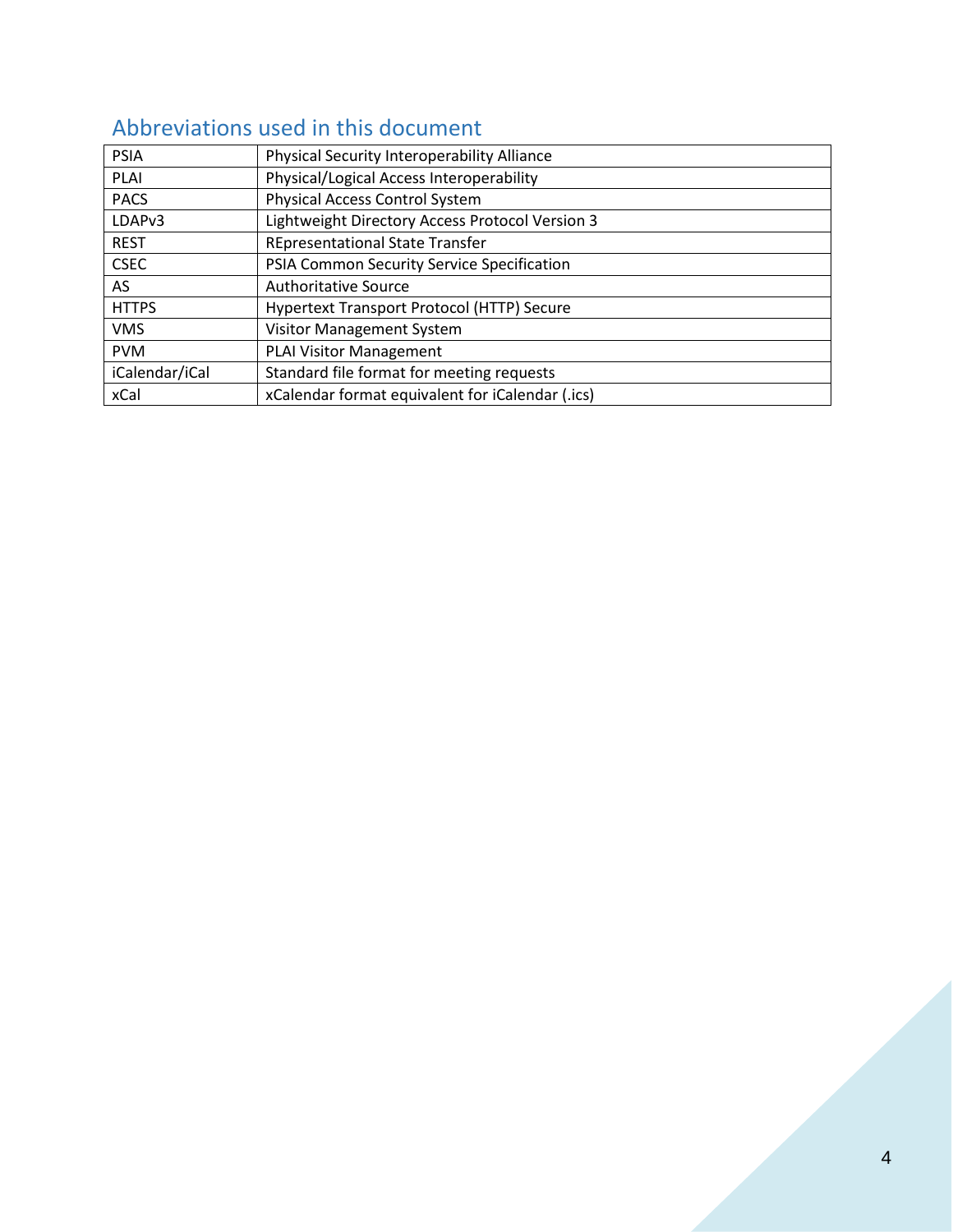## Abbreviations used in this document

| | |
|---|---|
| PSIA | Physical Security Interoperability Alliance |
| PLAI | Physical/Logical Access Interoperability |
| PACS | Physical Access Control System |
| LDAPv3 | Lightweight Directory Access Protocol Version 3 |
| REST | REpresentational State Transfer |
| CSEC | PSIA Common Security Service Specification |
| AS | Authoritative Source |
| HTTPS | Hypertext Transport Protocol (HTTP) Secure |
| VMS | Visitor Management System |
| PVM | PLAI Visitor Management |
| iCalendar/iCal | Standard file format for meeting requests |
| xCal | xCalendar format equivalent for iCalendar (.ics) |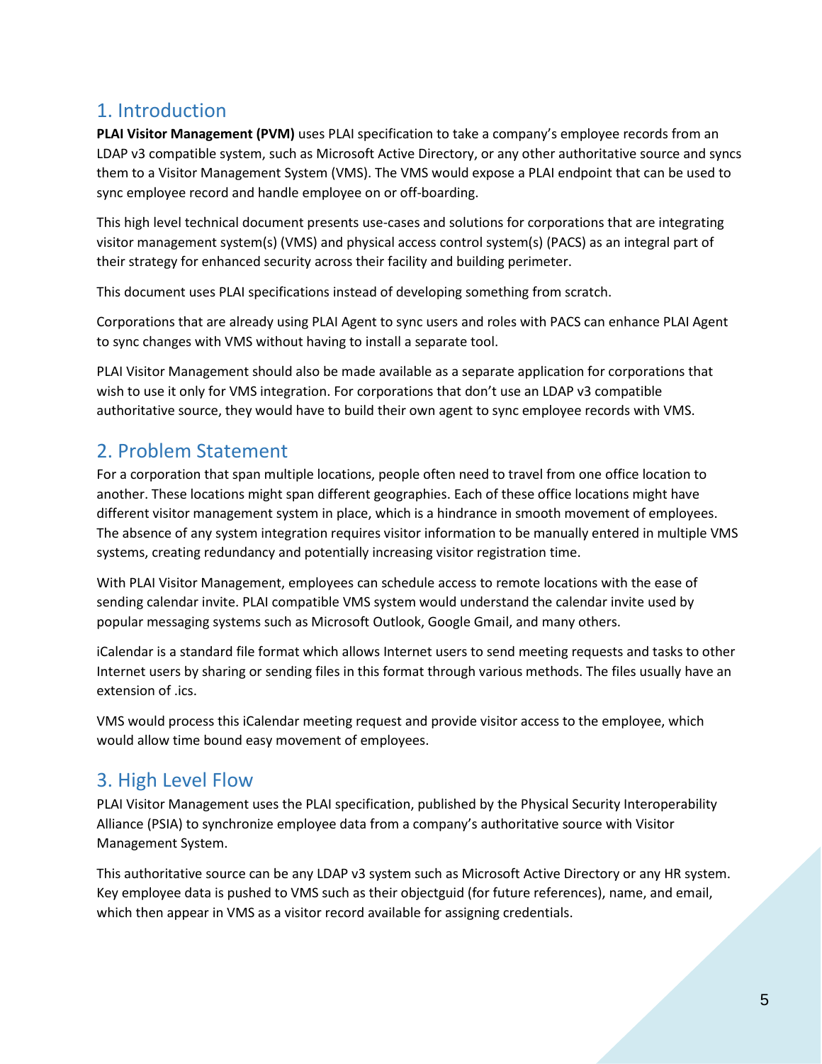## 1. Introduction

**PLAI Visitor Management (PVM)** uses PLAI specification to take a company's employee records from an LDAP v3 compatible system, such as Microsoft Active Directory, or any other authoritative source and syncs them to a Visitor Management System (VMS). The VMS would expose a PLAI endpoint that can be used to sync employee record and handle employee on or off-boarding.

This high level technical document presents use-cases and solutions for corporations that are integrating visitor management system(s) (VMS) and physical access control system(s) (PACS) as an integral part of their strategy for enhanced security across their facility and building perimeter.

This document uses PLAI specifications instead of developing something from scratch.

Corporations that are already using PLAI Agent to sync users and roles with PACS can enhance PLAI Agent to sync changes with VMS without having to install a separate tool.

PLAI Visitor Management should also be made available as a separate application for corporations that wish to use it only for VMS integration. For corporations that don't use an LDAP v3 compatible authoritative source, they would have to build their own agent to sync employee records with VMS.

## 2. Problem Statement

For a corporation that span multiple locations, people often need to travel from one office location to another. These locations might span different geographies. Each of these office locations might have different visitor management system in place, which is a hindrance in smooth movement of employees. The absence of any system integration requires visitor information to be manually entered in multiple VMS systems, creating redundancy and potentially increasing visitor registration time.

With PLAI Visitor Management, employees can schedule access to remote locations with the ease of sending calendar invite. PLAI compatible VMS system would understand the calendar invite used by popular messaging systems such as Microsoft Outlook, Google Gmail, and many others.

iCalendar is a standard file format which allows Internet users to send meeting requests and tasks to other Internet users by sharing or sending files in this format through various methods. The files usually have an extension of .ics.

VMS would process this iCalendar meeting request and provide visitor access to the employee, which would allow time bound easy movement of employees.

## 3. High Level Flow

PLAI Visitor Management uses the PLAI specification, published by the Physical Security Interoperability Alliance (PSIA) to synchronize employee data from a company's authoritative source with Visitor Management System.

This authoritative source can be any LDAP v3 system such as Microsoft Active Directory or any HR system. Key employee data is pushed to VMS such as their objectguid (for future references), name, and email, which then appear in VMS as a visitor record available for assigning credentials.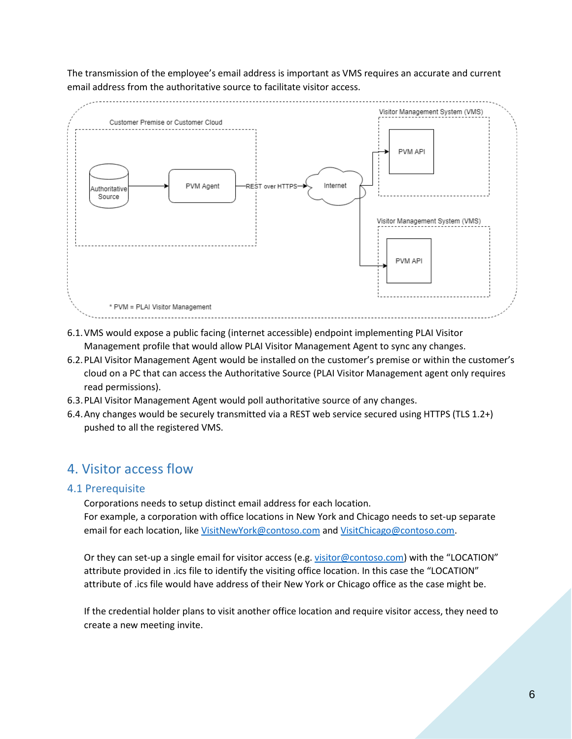The transmission of the employee's email address is important as VMS requires an accurate and current email address from the authoritative source to facilitate visitor access.

Customer Premise or Customer Cloud

Authoritative Source

PVM Agent

REST over HTTPS

Internet

Visitor Management System (VMS)

PVM API

Visitor Management System (VMS)

PVM API

\* PVM = PLAI Visitor Management

6.1. VMS would expose a public facing (internet accessible) endpoint implementing PLAI Visitor Management profile that would allow PLAI Visitor Management Agent to sync any changes.
6.2. PLAI Visitor Management Agent would be installed on the customer's premise or within the customer's cloud on a PC that can access the Authoritative Source (PLAI Visitor Management agent only requires read permissions).
6.3. PLAI Visitor Management Agent would poll authoritative source of any changes.
6.4. Any changes would be securely transmitted via a REST web service secured using HTTPS (TLS 1.2+) pushed to all the registered VMS.

# 4. Visitor access flow

## 4.1 Prerequisite

Corporations needs to setup distinct email address for each location.
For example, a corporation with office locations in New York and Chicago needs to set-up separate email for each location, like VisitNewYork@contoso.com and VisitChicago@contoso.com.

Or they can set-up a single email for visitor access (e.g. visitor@contoso.com) with the "LOCATION" attribute provided in .ics file to identify the visiting office location. In this case the "LOCATION" attribute of .ics file would have address of their New York or Chicago office as the case might be.

If the credential holder plans to visit another office location and require visitor access, they need to create a new meeting invite.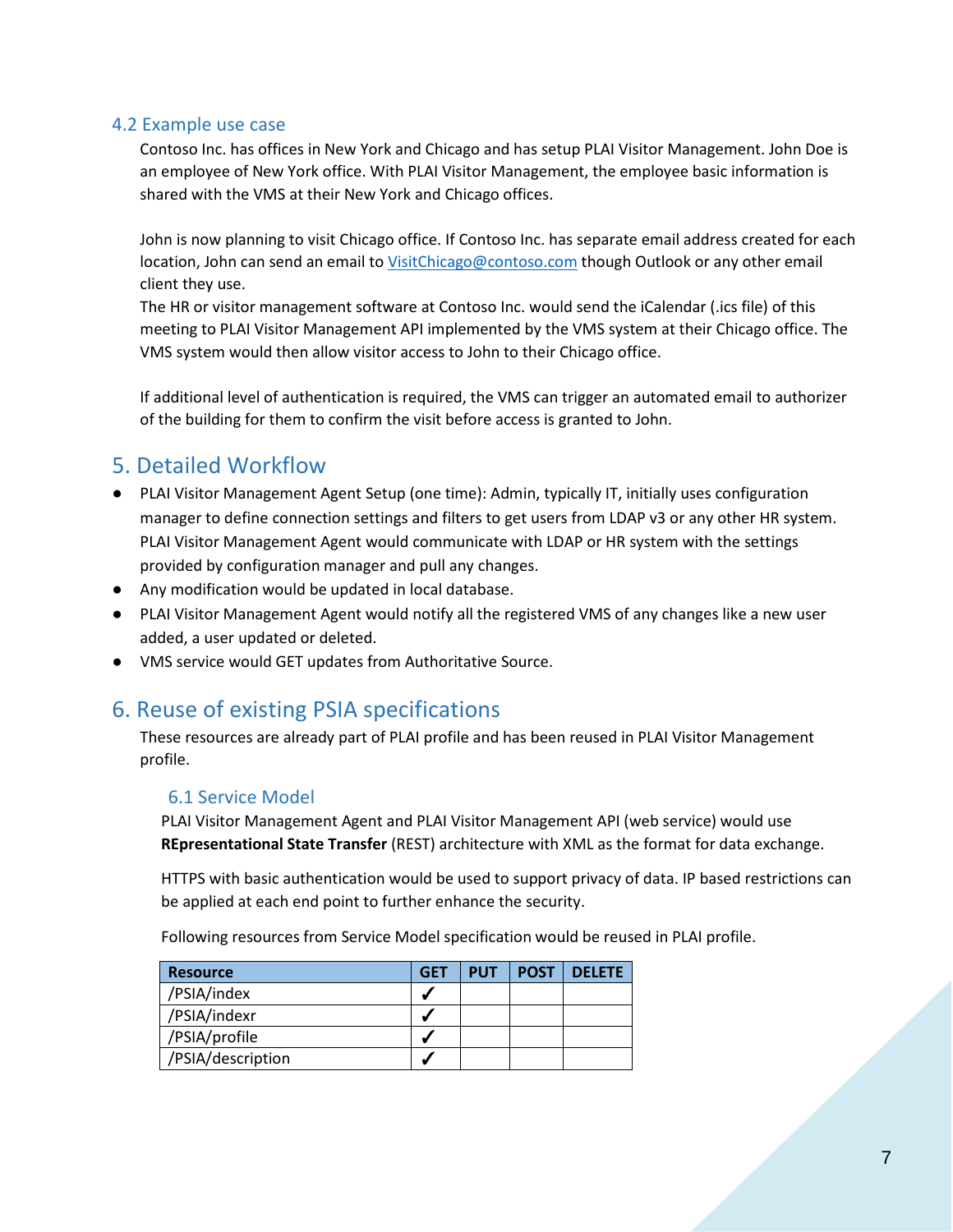### 4.2 Example use case

Contoso Inc. has offices in New York and Chicago and has setup PLAI Visitor Management. John Doe is an employee of New York office. With PLAI Visitor Management, the employee basic information is shared with the VMS at their New York and Chicago offices.

John is now planning to visit Chicago office. If Contoso Inc. has separate email address created for each location, John can send an email to VisitChicago@contoso.com though Outlook or any other email client they use.
The HR or visitor management software at Contoso Inc. would send the iCalendar (.ics file) of this meeting to PLAI Visitor Management API implemented by the VMS system at their Chicago office. The VMS system would then allow visitor access to John to their Chicago office.

If additional level of authentication is required, the VMS can trigger an automated email to authorizer of the building for them to confirm the visit before access is granted to John.

## 5. Detailed Workflow

- PLAI Visitor Management Agent Setup (one time): Admin, typically IT, initially uses configuration manager to define connection settings and filters to get users from LDAP v3 or any other HR system. PLAI Visitor Management Agent would communicate with LDAP or HR system with the settings provided by configuration manager and pull any changes.
- Any modification would be updated in local database.
- PLAI Visitor Management Agent would notify all the registered VMS of any changes like a new user added, a user updated or deleted.
- VMS service would GET updates from Authoritative Source.

## 6. Reuse of existing PSIA specifications

These resources are already part of PLAI profile and has been reused in PLAI Visitor Management profile.

### 6.1 Service Model

PLAI Visitor Management Agent and PLAI Visitor Management API (web service) would use **REpresentational State Transfer** (REST) architecture with XML as the format for data exchange.

HTTPS with basic authentication would be used to support privacy of data. IP based restrictions can be applied at each end point to further enhance the security.

Following resources from Service Model specification would be reused in PLAI profile.

| Resource | GET | PUT | POST | DELETE |
|---|---|---|---|---|
| /PSIA/index | ✓ | | | |
| /PSIA/indexr | ✓ | | | |
| /PSIA/profile | ✓ | | | |
| /PSIA/description | ✓ | | | |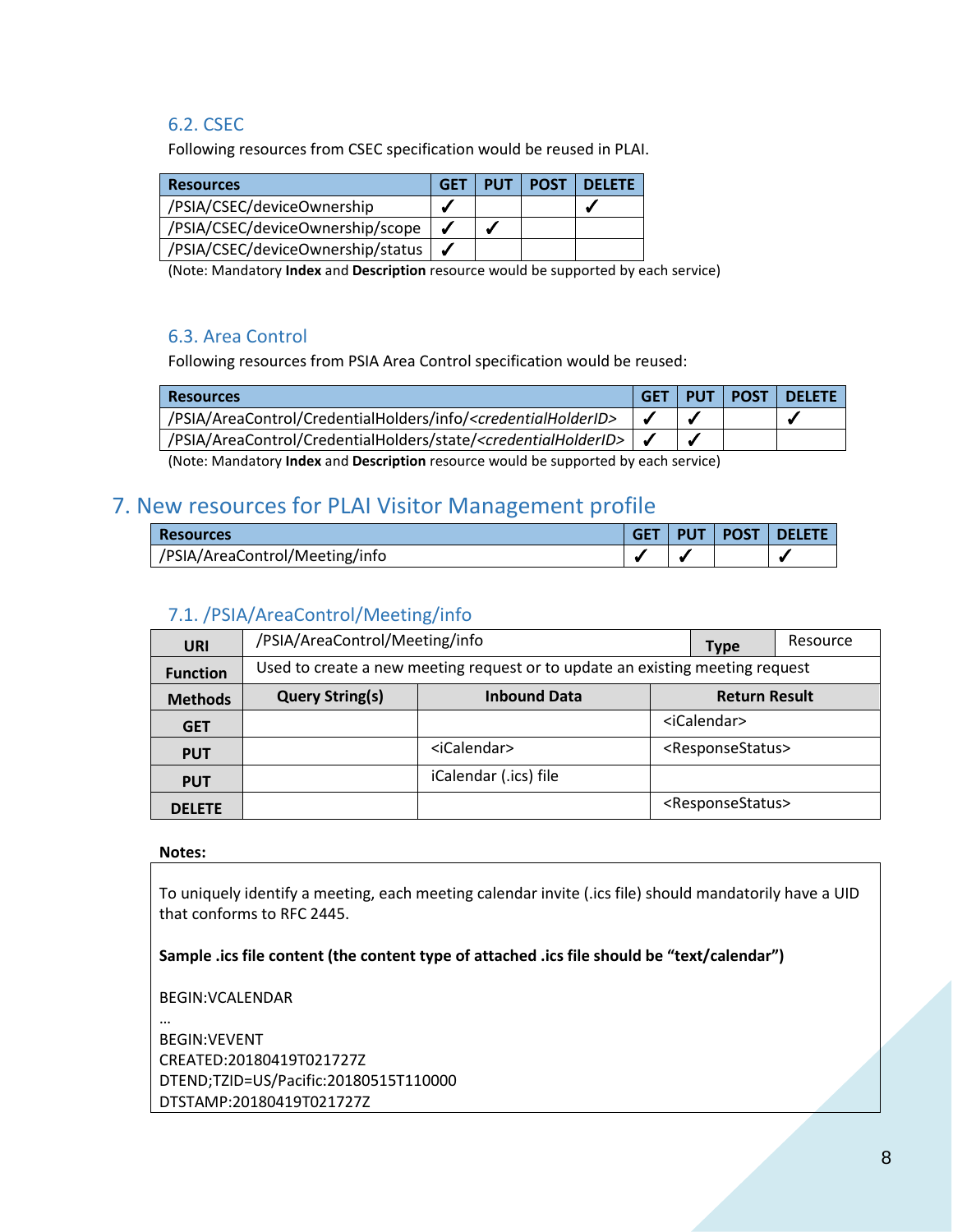### 6.2. CSEC

Following resources from CSEC specification would be reused in PLAI.

| Resources | GET | PUT | POST | DELETE |
|---|---|---|---|---|
| /PSIA/CSEC/deviceOwnership | ✓ | | | ✓ |
| /PSIA/CSEC/deviceOwnership/scope | ✓ | ✓ | | |
| /PSIA/CSEC/deviceOwnership/status | ✓ | | | |

(Note: Mandatory **Index** and **Description** resource would be supported by each service)

### 6.3. Area Control

Following resources from PSIA Area Control specification would be reused:

| Resources | GET | PUT | POST | DELETE |
|---|---|---|---|---|
| /PSIA/AreaControl/CredentialHolders/info/*<credentialHolderID>* | ✓ | ✓ | | ✓ |
| /PSIA/AreaControl/CredentialHolders/state/*<credentialHolderID>* | ✓ | ✓ | | |

(Note: Mandatory **Index** and **Description** resource would be supported by each service)

## 7. New resources for PLAI Visitor Management profile

| Resources | GET | PUT | POST | DELETE |
|---|---|---|---|---|
| /PSIA/AreaControl/Meeting/info | ✓ | ✓ | | ✓ |

### 7.1. /PSIA/AreaControl/Meeting/info

| | | | | |
|---|---|---|---|---|
| **URI** | /PSIA/AreaControl/Meeting/info | | **Type** | Resource |
| **Function** | Used to create a new meeting request or to update an existing meeting request | | | |
| **Methods** | **Query String(s)** | **Inbound Data** | **Return Result** | |
| **GET** | | | <iCalendar> | |
| **PUT** | | <iCalendar> | <ResponseStatus> | |
| **PUT** | | iCalendar (.ics) file | | |
| **DELETE** | | | <ResponseStatus> | |

**Notes:**

To uniquely identify a meeting, each meeting calendar invite (.ics file) should mandatorily have a UID that conforms to RFC 2445.

**Sample .ics file content (the content type of attached .ics file should be "text/calendar")**

```
BEGIN:VCALENDAR
…
BEGIN:VEVENT
CREATED:20180419T021727Z
DTEND;TZID=US/Pacific:20180515T110000
DTSTAMP:20180419T021727Z
```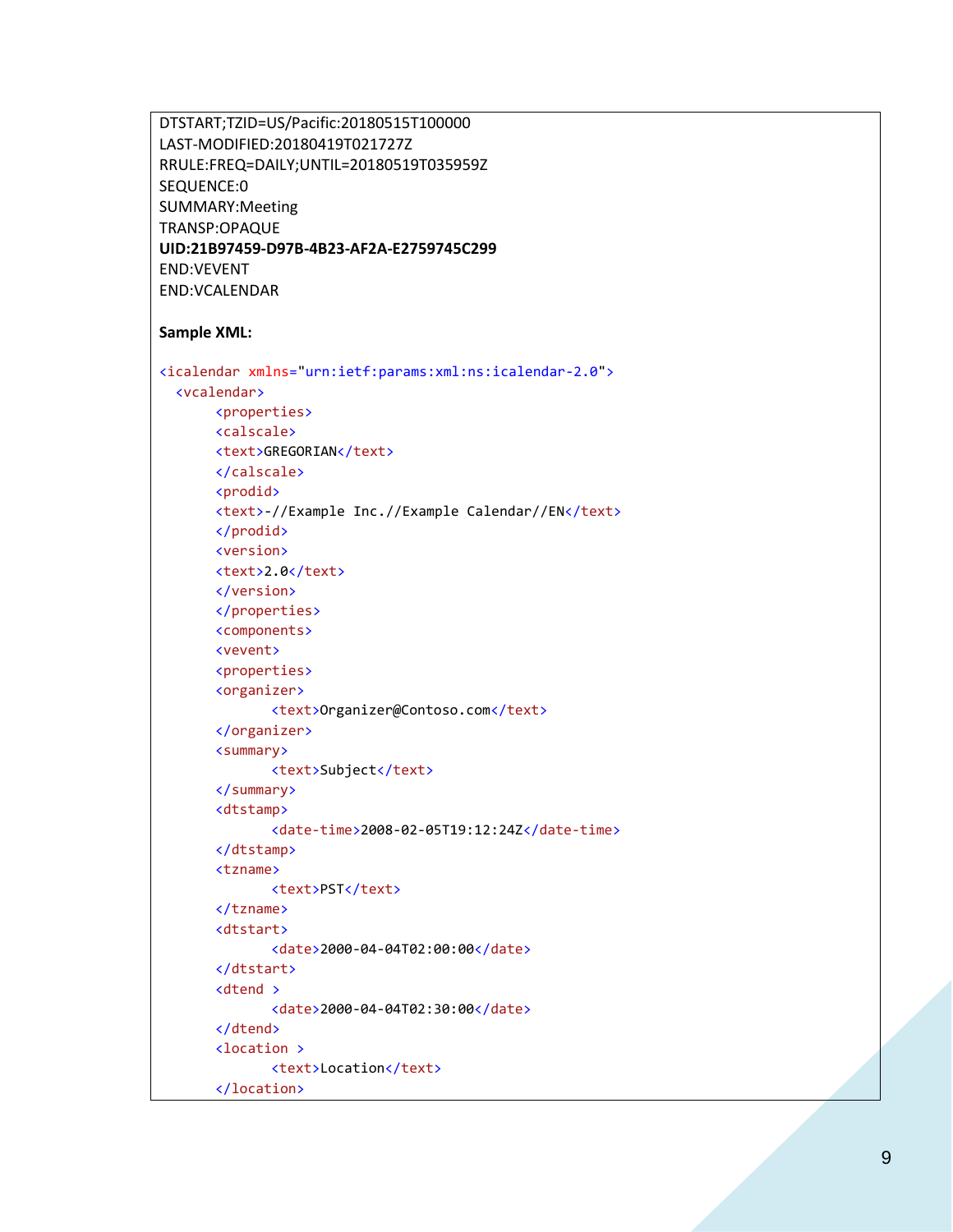```
DTSTART;TZID=US/Pacific:20180515T100000
LAST-MODIFIED:20180419T021727Z
RRULE:FREQ=DAILY;UNTIL=20180519T035959Z
SEQUENCE:0
SUMMARY:Meeting
TRANSP:OPAQUE
UID:21B97459-D97B-4B23-AF2A-E2759745C299
END:VEVENT
END:VCALENDAR
```

**Sample XML:**

```xml
<icalendar xmlns="urn:ietf:params:xml:ns:icalendar-2.0">
  <vcalendar>
       <properties>
       <calscale>
       <text>GREGORIAN</text>
       </calscale>
       <prodid>
       <text>-//Example Inc.//Example Calendar//EN</text>
       </prodid>
       <version>
       <text>2.0</text>
       </version>
       </properties>
       <components>
       <vevent>
       <properties>
       <organizer>
              <text>Organizer@Contoso.com</text>
       </organizer>
       <summary>
              <text>Subject</text>
       </summary>
       <dtstamp>
              <date-time>2008-02-05T19:12:24Z</date-time>
       </dtstamp>
       <tzname>
              <text>PST</text>
       </tzname>
       <dtstart>
              <date>2000-04-04T02:00:00</date>
       </dtstart>
       <dtend >
              <date>2000-04-04T02:30:00</date>
       </dtend>
       <location >
              <text>Location</text>
       </location>
```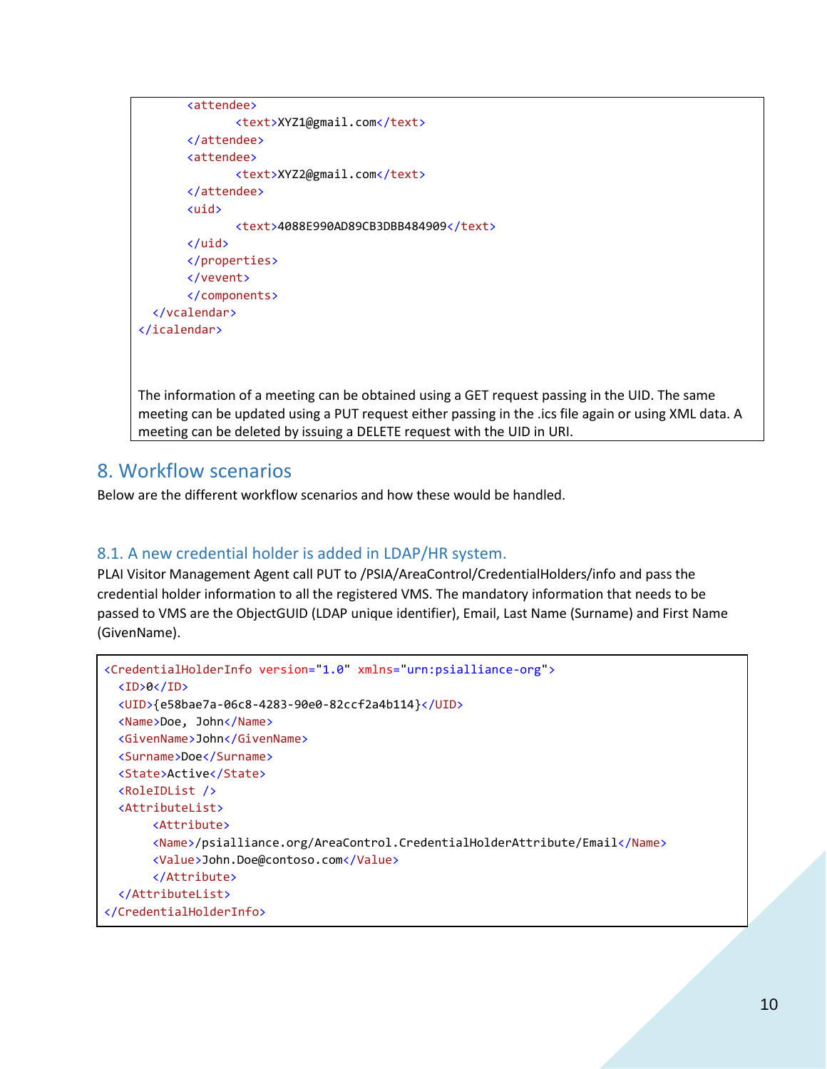```
        <attendee>
               <text>XYZ1@gmail.com</text>
        </attendee>
        <attendee>
               <text>XYZ2@gmail.com</text>
        </attendee>
        <uid>
               <text>4088E990AD89CB3DBB484909</text>
        </uid>
        </properties>
        </vevent>
        </components>
   </vcalendar>
</icalendar>
```

The information of a meeting can be obtained using a GET request passing in the UID. The same meeting can be updated using a PUT request either passing in the .ics file again or using XML data. A meeting can be deleted by issuing a DELETE request with the UID in URI.

# 8. Workflow scenarios

Below are the different workflow scenarios and how these would be handled.

## 8.1. A new credential holder is added in LDAP/HR system.

PLAI Visitor Management Agent call PUT to /PSIA/AreaControl/CredentialHolders/info and pass the credential holder information to all the registered VMS. The mandatory information that needs to be passed to VMS are the ObjectGUID (LDAP unique identifier), Email, Last Name (Surname) and First Name (GivenName).

```
<CredentialHolderInfo version="1.0" xmlns="urn:psialliance-org">
  <ID>0</ID>
  <UID>{e58bae7a-06c8-4283-90e0-82ccf2a4b114}</UID>
  <Name>Doe, John</Name>
  <GivenName>John</GivenName>
  <Surname>Doe</Surname>
  <State>Active</State>
  <RoleIDList />
  <AttributeList>
       <Attribute>
       <Name>/psialliance.org/AreaControl.CredentialHolderAttribute/Email</Name>
       <Value>John.Doe@contoso.com</Value>
       </Attribute>
  </AttributeList>
</CredentialHolderInfo>
```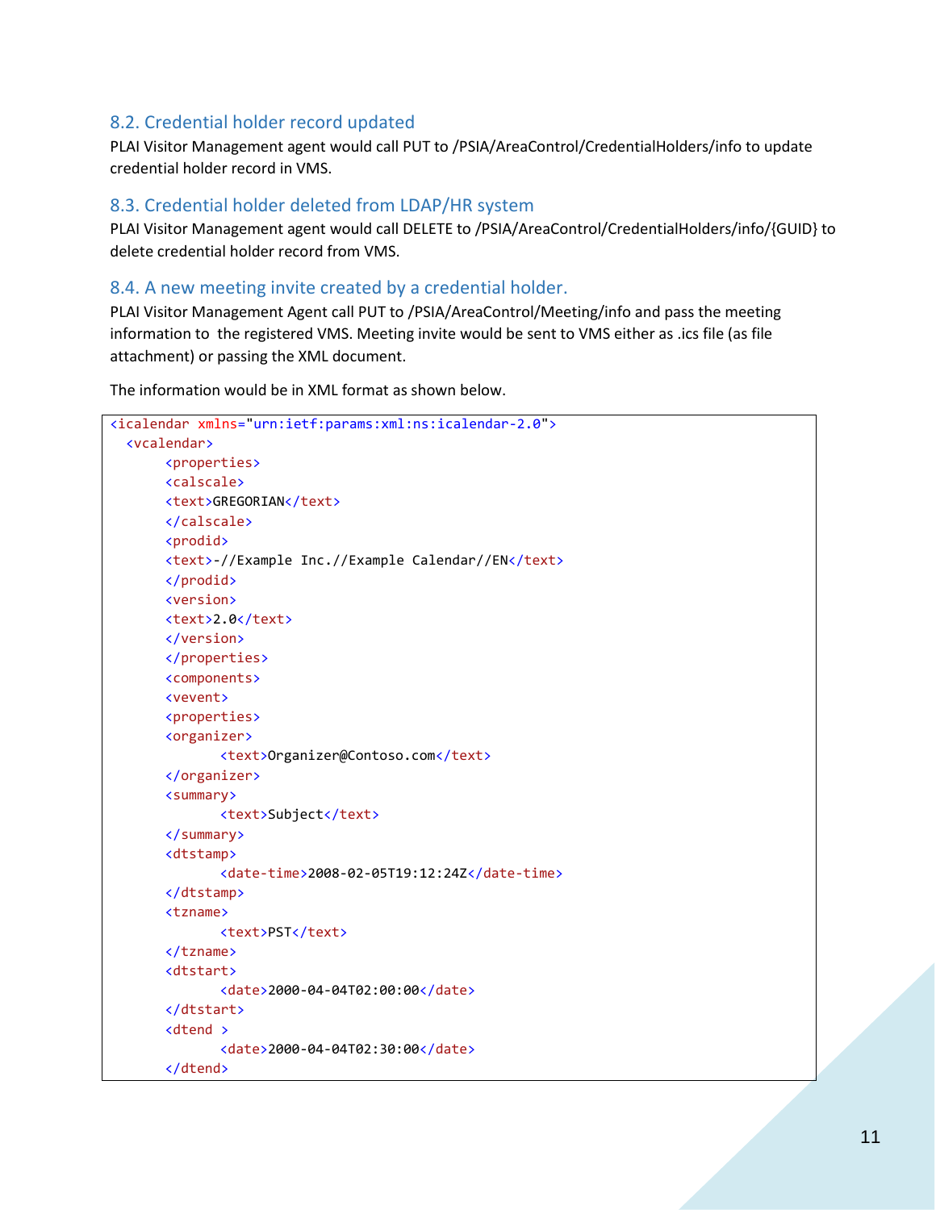## 8.2. Credential holder record updated

PLAI Visitor Management agent would call PUT to /PSIA/AreaControl/CredentialHolders/info to update credential holder record in VMS.

## 8.3. Credential holder deleted from LDAP/HR system

PLAI Visitor Management agent would call DELETE to /PSIA/AreaControl/CredentialHolders/info/{GUID} to delete credential holder record from VMS.

## 8.4. A new meeting invite created by a credential holder.

PLAI Visitor Management Agent call PUT to /PSIA/AreaControl/Meeting/info and pass the meeting information to the registered VMS. Meeting invite would be sent to VMS either as .ics file (as file attachment) or passing the XML document.

The information would be in XML format as shown below.

```
<icalendar xmlns="urn:ietf:params:xml:ns:icalendar-2.0">
  <vcalendar>
       <properties>
       <calscale>
       <text>GREGORIAN</text>
       </calscale>
       <prodid>
       <text>-//Example Inc.//Example Calendar//EN</text>
       </prodid>
       <version>
       <text>2.0</text>
       </version>
       </properties>
       <components>
       <vevent>
       <properties>
       <organizer>
              <text>Organizer@Contoso.com</text>
       </organizer>
       <summary>
              <text>Subject</text>
       </summary>
       <dtstamp>
              <date-time>2008-02-05T19:12:24Z</date-time>
       </dtstamp>
       <tzname>
              <text>PST</text>
       </tzname>
       <dtstart>
              <date>2000-04-04T02:00:00</date>
       </dtstart>
       <dtend >
              <date>2000-04-04T02:30:00</date>
       </dtend>
```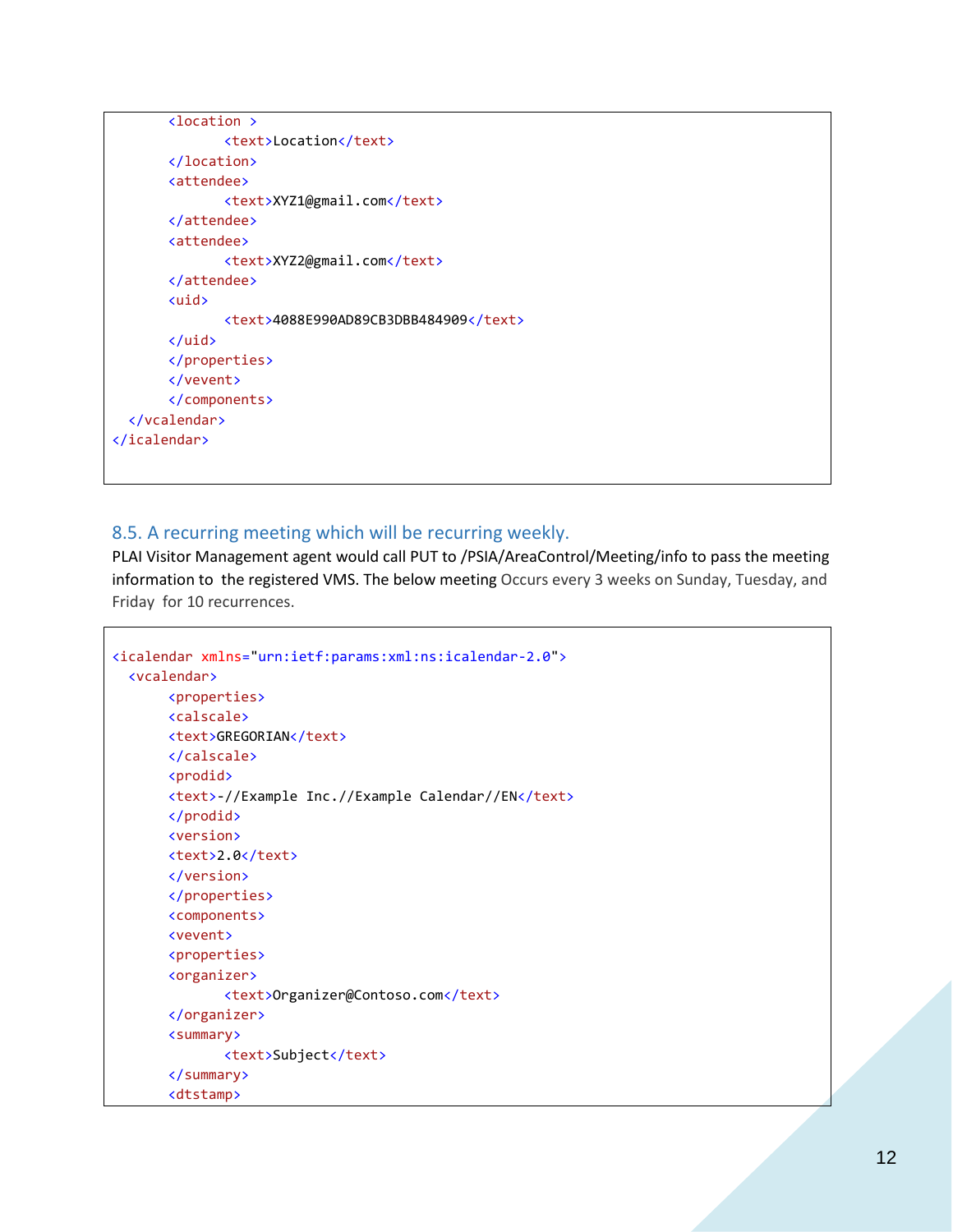```
        <location >
                <text>Location</text>
        </location>
        <attendee>
                <text>XYZ1@gmail.com</text>
        </attendee>
        <attendee>
                <text>XYZ2@gmail.com</text>
        </attendee>
        <uid>
                <text>4088E990AD89CB3DBB484909</text>
        </uid>
        </properties>
        </vevent>
        </components>
  </vcalendar>
</icalendar>
```

### 8.5. A recurring meeting which will be recurring weekly.

PLAI Visitor Management agent would call PUT to /PSIA/AreaControl/Meeting/info to pass the meeting information to the registered VMS. The below meeting Occurs every 3 weeks on Sunday, Tuesday, and Friday for 10 recurrences.

```
<icalendar xmlns="urn:ietf:params:xml:ns:icalendar-2.0">
  <vcalendar>
        <properties>
        <calscale>
        <text>GREGORIAN</text>
        </calscale>
        <prodid>
        <text>-//Example Inc.//Example Calendar//EN</text>
        </prodid>
        <version>
        <text>2.0</text>
        </version>
        </properties>
        <components>
        <vevent>
        <properties>
        <organizer>
                <text>Organizer@Contoso.com</text>
        </organizer>
        <summary>
                <text>Subject</text>
        </summary>
        <dtstamp>
```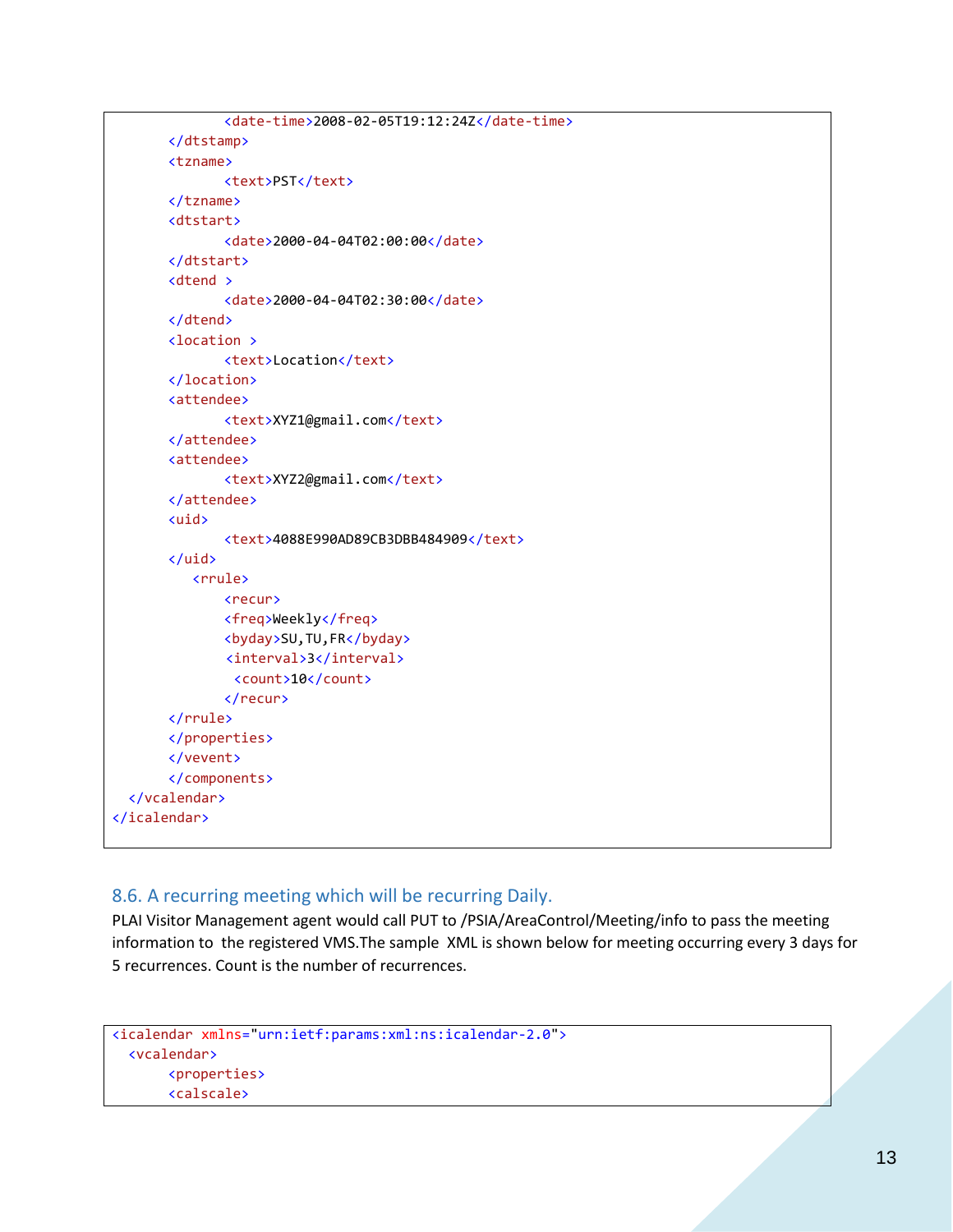```
            <date-time>2008-02-05T19:12:24Z</date-time>
        </dtstamp>
        <tzname>
            <text>PST</text>
        </tzname>
        <dtstart>
            <date>2000-04-04T02:00:00</date>
        </dtstart>
        <dtend >
            <date>2000-04-04T02:30:00</date>
        </dtend>
        <location >
            <text>Location</text>
        </location>
        <attendee>
            <text>XYZ1@gmail.com</text>
        </attendee>
        <attendee>
            <text>XYZ2@gmail.com</text>
        </attendee>
        <uid>
            <text>4088E990AD89CB3DBB484909</text>
        </uid>
           <rrule>
            <recur>
            <freq>Weekly</freq>
            <byday>SU,TU,FR</byday>
            <interval>3</interval>
             <count>10</count>
            </recur>
        </rrule>
        </properties>
        </vevent>
        </components>
  </vcalendar>
</icalendar>
```

## 8.6. A recurring meeting which will be recurring Daily.

PLAI Visitor Management agent would call PUT to /PSIA/AreaControl/Meeting/info to pass the meeting information to the registered VMS.The sample XML is shown below for meeting occurring every 3 days for 5 recurrences. Count is the number of recurrences.

```
<icalendar xmlns="urn:ietf:params:xml:ns:icalendar-2.0">
  <vcalendar>
        <properties>
        <calscale>
```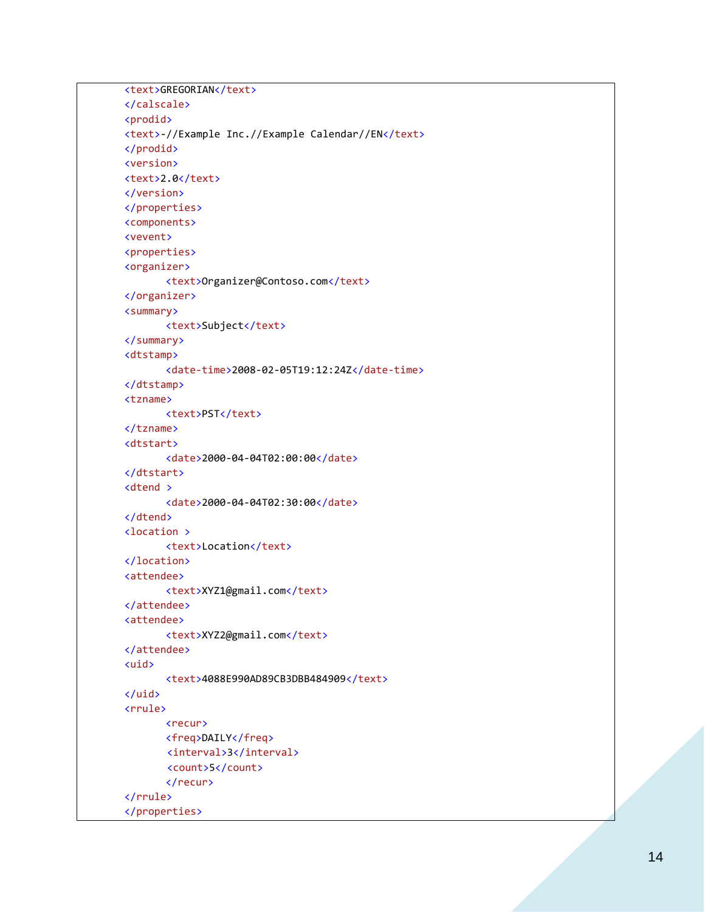```
<text>GREGORIAN</text>
</calscale>
<prodid>
<text>-//Example Inc.//Example Calendar//EN</text>
</prodid>
<version>
<text>2.0</text>
</version>
</properties>
<components>
<vevent>
<properties>
<organizer>
        <text>Organizer@Contoso.com</text>
</organizer>
<summary>
        <text>Subject</text>
</summary>
<dtstamp>
        <date-time>2008-02-05T19:12:24Z</date-time>
</dtstamp>
<tzname>
        <text>PST</text>
</tzname>
<dtstart>
        <date>2000-04-04T02:00:00</date>
</dtstart>
<dtend >
        <date>2000-04-04T02:30:00</date>
</dtend>
<location >
        <text>Location</text>
</location>
<attendee>
        <text>XYZ1@gmail.com</text>
</attendee>
<attendee>
        <text>XYZ2@gmail.com</text>
</attendee>
<uid>
        <text>4088E990AD89CB3DBB484909</text>
</uid>
<rrule>
        <recur>
        <freq>DAILY</freq>
        <interval>3</interval>
        <count>5</count>
        </recur>
</rrule>
</properties>
```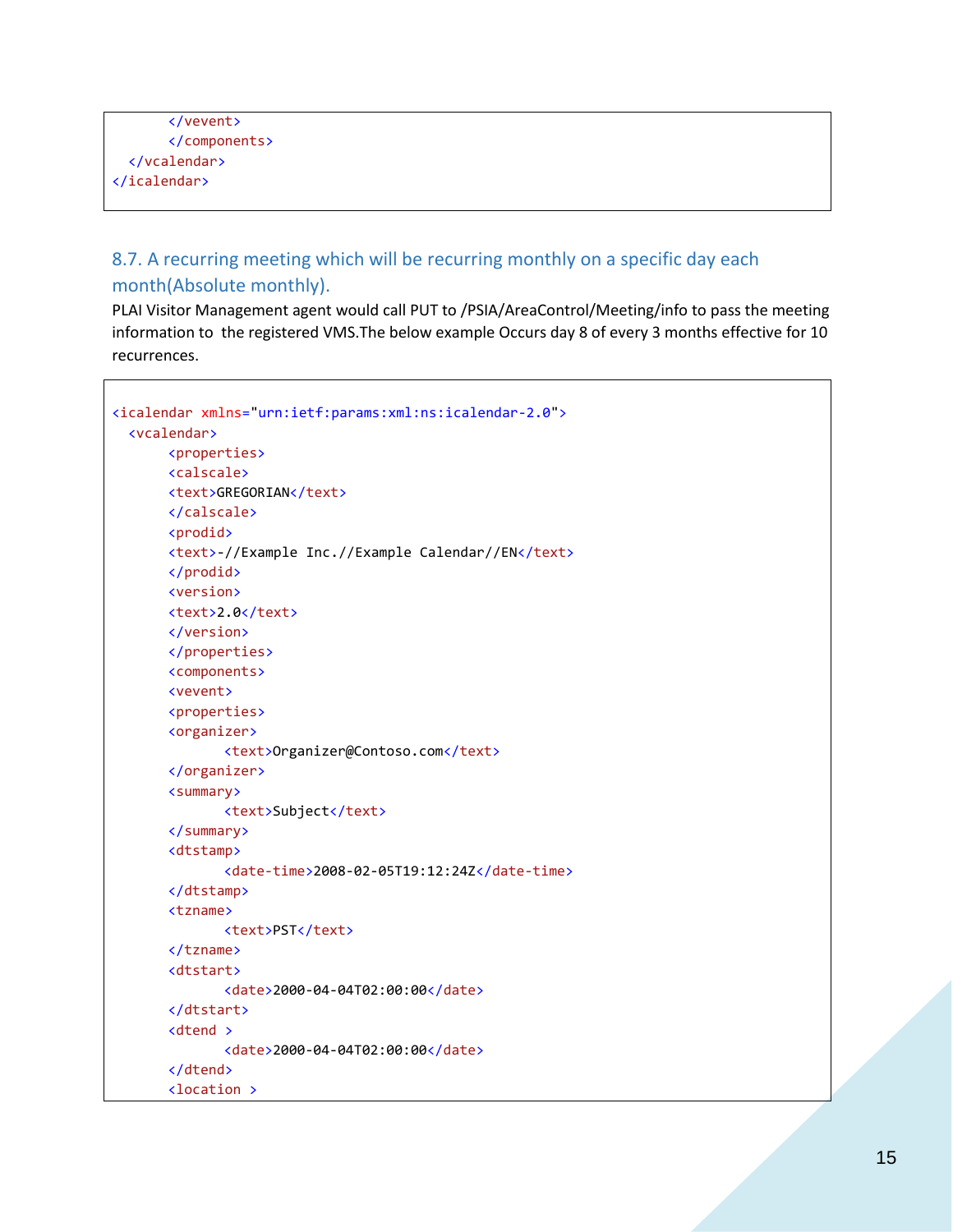```
        </vevent>
        </components>
    </vcalendar>
</icalendar>
```

## 8.7. A recurring meeting which will be recurring monthly on a specific day each month(Absolute monthly).

PLAI Visitor Management agent would call PUT to /PSIA/AreaControl/Meeting/info to pass the meeting information to the registered VMS.The below example Occurs day 8 of every 3 months effective for 10 recurrences.

```
<icalendar xmlns="urn:ietf:params:xml:ns:icalendar-2.0">
  <vcalendar>
       <properties>
       <calscale>
       <text>GREGORIAN</text>
       </calscale>
       <prodid>
       <text>-//Example Inc.//Example Calendar//EN</text>
       </prodid>
       <version>
       <text>2.0</text>
       </version>
       </properties>
       <components>
       <vevent>
       <properties>
       <organizer>
              <text>Organizer@Contoso.com</text>
       </organizer>
       <summary>
              <text>Subject</text>
       </summary>
       <dtstamp>
              <date-time>2008-02-05T19:12:24Z</date-time>
       </dtstamp>
       <tzname>
              <text>PST</text>
       </tzname>
       <dtstart>
              <date>2000-04-04T02:00:00</date>
       </dtstart>
       <dtend >
              <date>2000-04-04T02:00:00</date>
       </dtend>
       <location >
```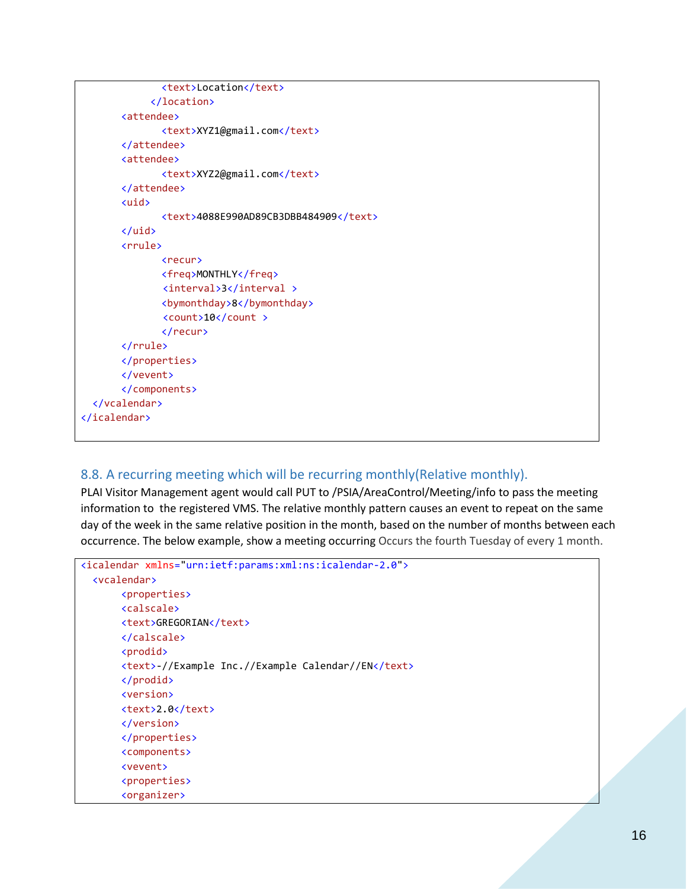```
            <text>Location</text>
          </location>
      <attendee>
            <text>XYZ1@gmail.com</text>
      </attendee>
      <attendee>
            <text>XYZ2@gmail.com</text>
      </attendee>
      <uid>
            <text>4088E990AD89CB3DBB484909</text>
      </uid>
      <rrule>
            <recur>
            <freq>MONTHLY</freq>
             <interval>3</interval >
            <bymonthday>8</bymonthday>
             <count>10</count >
            </recur>
      </rrule>
      </properties>
      </vevent>
      </components>
  </vcalendar>
</icalendar>
```

## 8.8. A recurring meeting which will be recurring monthly(Relative monthly).

PLAI Visitor Management agent would call PUT to /PSIA/AreaControl/Meeting/info to pass the meeting information to the registered VMS. The relative monthly pattern causes an event to repeat on the same day of the week in the same relative position in the month, based on the number of months between each occurrence. The below example, show a meeting occurring Occurs the fourth Tuesday of every 1 month.

```
<icalendar xmlns="urn:ietf:params:xml:ns:icalendar-2.0">
  <vcalendar>
      <properties>
      <calscale>
      <text>GREGORIAN</text>
      </calscale>
      <prodid>
      <text>-//Example Inc.//Example Calendar//EN</text>
      </prodid>
      <version>
      <text>2.0</text>
      </version>
      </properties>
      <components>
      <vevent>
      <properties>
      <organizer>
```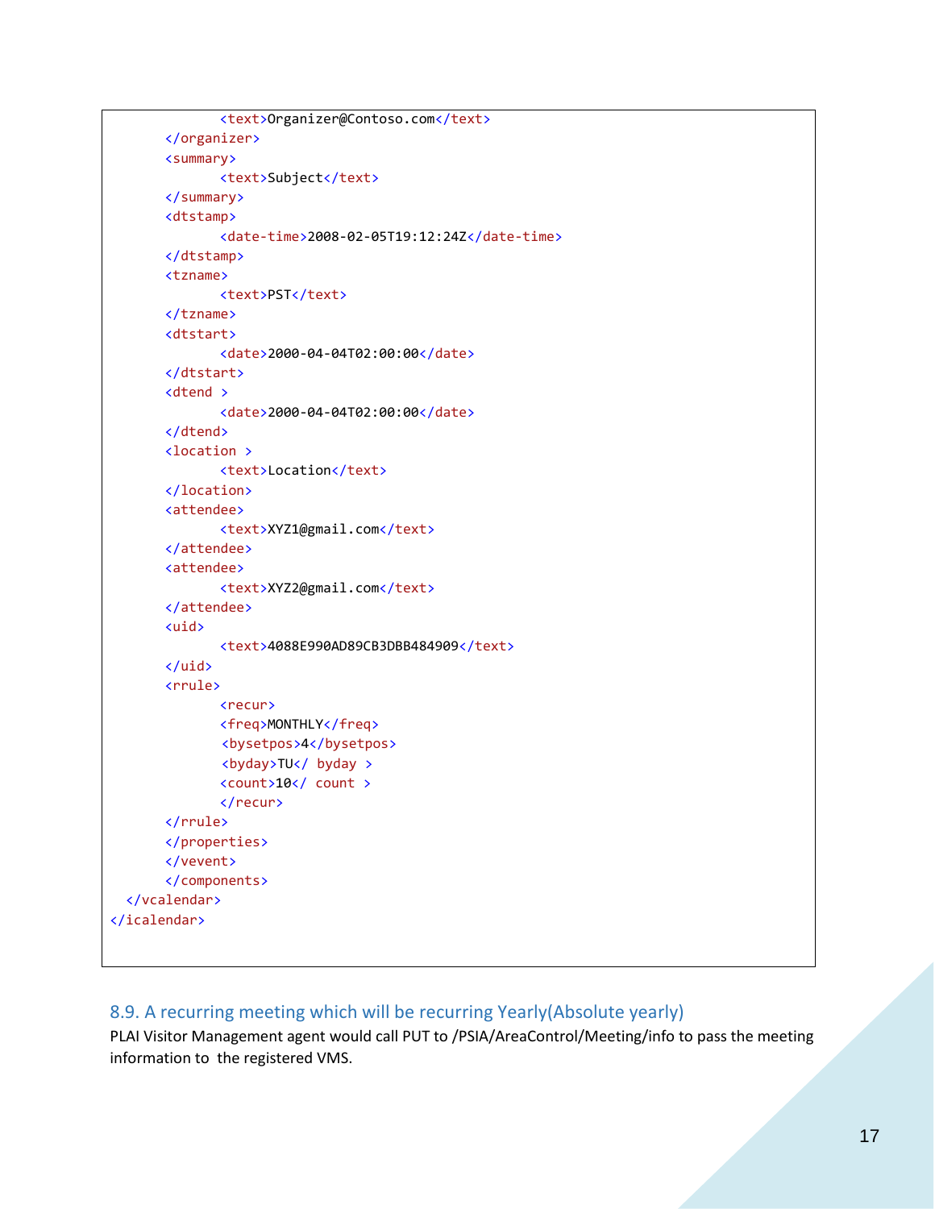```
                <text>Organizer@Contoso.com</text>
        </organizer>
        <summary>
                <text>Subject</text>
        </summary>
        <dtstamp>
                <date-time>2008-02-05T19:12:24Z</date-time>
        </dtstamp>
        <tzname>
                <text>PST</text>
        </tzname>
        <dtstart>
                <date>2000-04-04T02:00:00</date>
        </dtstart>
        <dtend >
                <date>2000-04-04T02:00:00</date>
        </dtend>
        <location >
                <text>Location</text>
        </location>
        <attendee>
                <text>XYZ1@gmail.com</text>
        </attendee>
        <attendee>
                <text>XYZ2@gmail.com</text>
        </attendee>
        <uid>
                <text>4088E990AD89CB3DBB484909</text>
        </uid>
        <rrule>
                <recur>
                <freq>MONTHLY</freq>
                <bysetpos>4</bysetpos>
                <byday>TU</ byday >
                <count>10</ count >
                </recur>
        </rrule>
        </properties>
        </vevent>
        </components>
    </vcalendar>
</icalendar>
```

## 8.9. A recurring meeting which will be recurring Yearly(Absolute yearly)

PLAI Visitor Management agent would call PUT to /PSIA/AreaControl/Meeting/info to pass the meeting information to the registered VMS.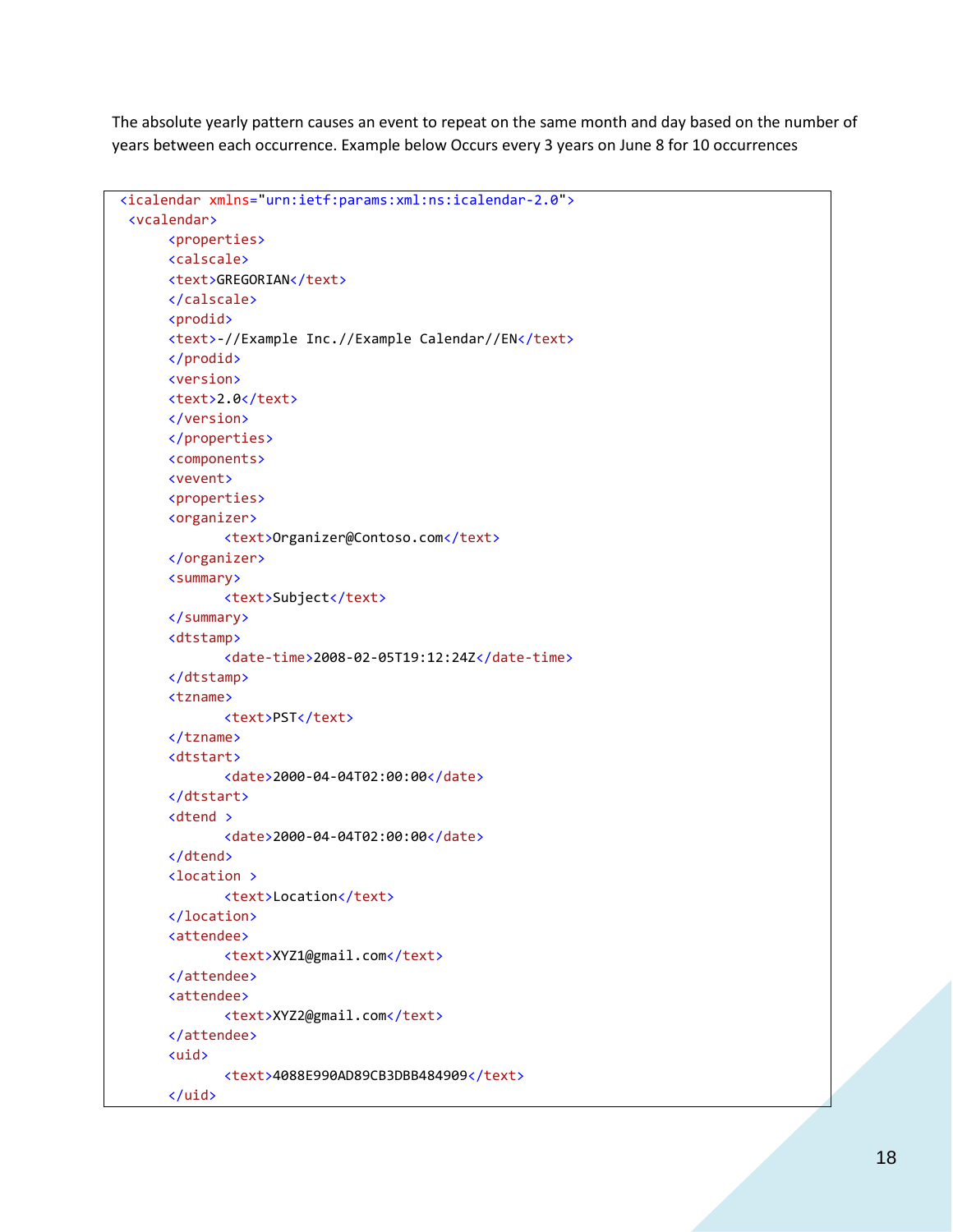The absolute yearly pattern causes an event to repeat on the same month and day based on the number of years between each occurrence. Example below Occurs every 3 years on June 8 for 10 occurrences

```
<icalendar xmlns="urn:ietf:params:xml:ns:icalendar-2.0">
 <vcalendar>
      <properties>
      <calscale>
      <text>GREGORIAN</text>
      </calscale>
      <prodid>
      <text>-//Example Inc.//Example Calendar//EN</text>
      </prodid>
      <version>
      <text>2.0</text>
      </version>
      </properties>
      <components>
      <vevent>
      <properties>
      <organizer>
             <text>Organizer@Contoso.com</text>
      </organizer>
      <summary>
             <text>Subject</text>
      </summary>
      <dtstamp>
             <date-time>2008-02-05T19:12:24Z</date-time>
      </dtstamp>
      <tzname>
             <text>PST</text>
      </tzname>
      <dtstart>
             <date>2000-04-04T02:00:00</date>
      </dtstart>
      <dtend >
             <date>2000-04-04T02:00:00</date>
      </dtend>
      <location >
             <text>Location</text>
      </location>
      <attendee>
             <text>XYZ1@gmail.com</text>
      </attendee>
      <attendee>
             <text>XYZ2@gmail.com</text>
      </attendee>
      <uid>
             <text>4088E990AD89CB3DBB484909</text>
      </uid>
```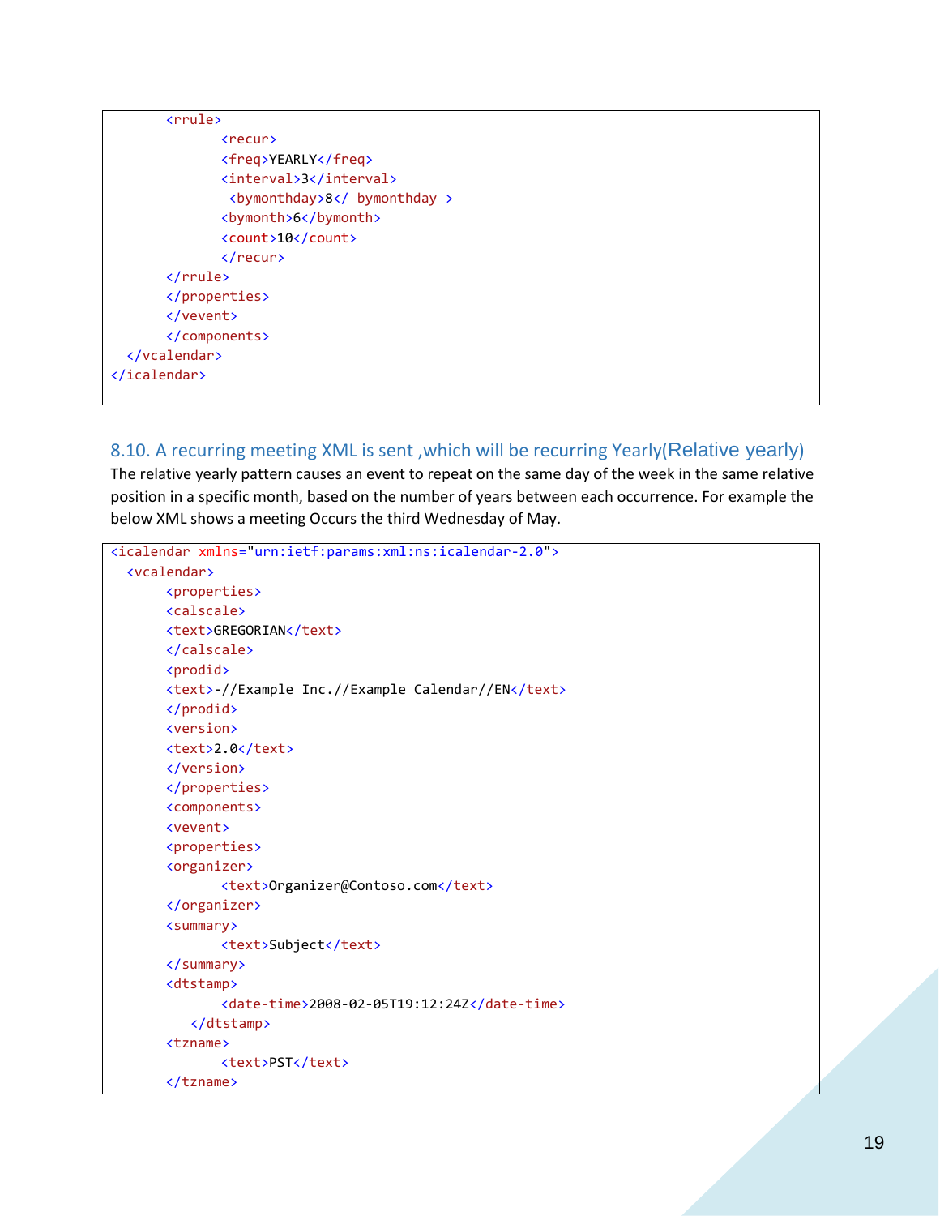```
        <rrule>
               <recur>
               <freq>YEARLY</freq>
               <interval>3</interval>
                <bymonthday>8</ bymonthday >
               <bymonth>6</bymonth>
               <count>10</count>
               </recur>
        </rrule>
        </properties>
        </vevent>
        </components>
   </vcalendar>
</icalendar>
```

### 8.10. A recurring meeting XML is sent ,which will be recurring Yearly(Relative yearly)

The relative yearly pattern causes an event to repeat on the same day of the week in the same relative position in a specific month, based on the number of years between each occurrence. For example the below XML shows a meeting Occurs the third Wednesday of May.

```
<icalendar xmlns="urn:ietf:params:xml:ns:icalendar-2.0">
  <vcalendar>
        <properties>
        <calscale>
        <text>GREGORIAN</text>
        </calscale>
        <prodid>
        <text>-//Example Inc.//Example Calendar//EN</text>
        </prodid>
        <version>
        <text>2.0</text>
        </version>
        </properties>
        <components>
        <vevent>
        <properties>
        <organizer>
               <text>Organizer@Contoso.com</text>
        </organizer>
        <summary>
               <text>Subject</text>
        </summary>
        <dtstamp>
               <date-time>2008-02-05T19:12:24Z</date-time>
           </dtstamp>
        <tzname>
               <text>PST</text>
        </tzname>
```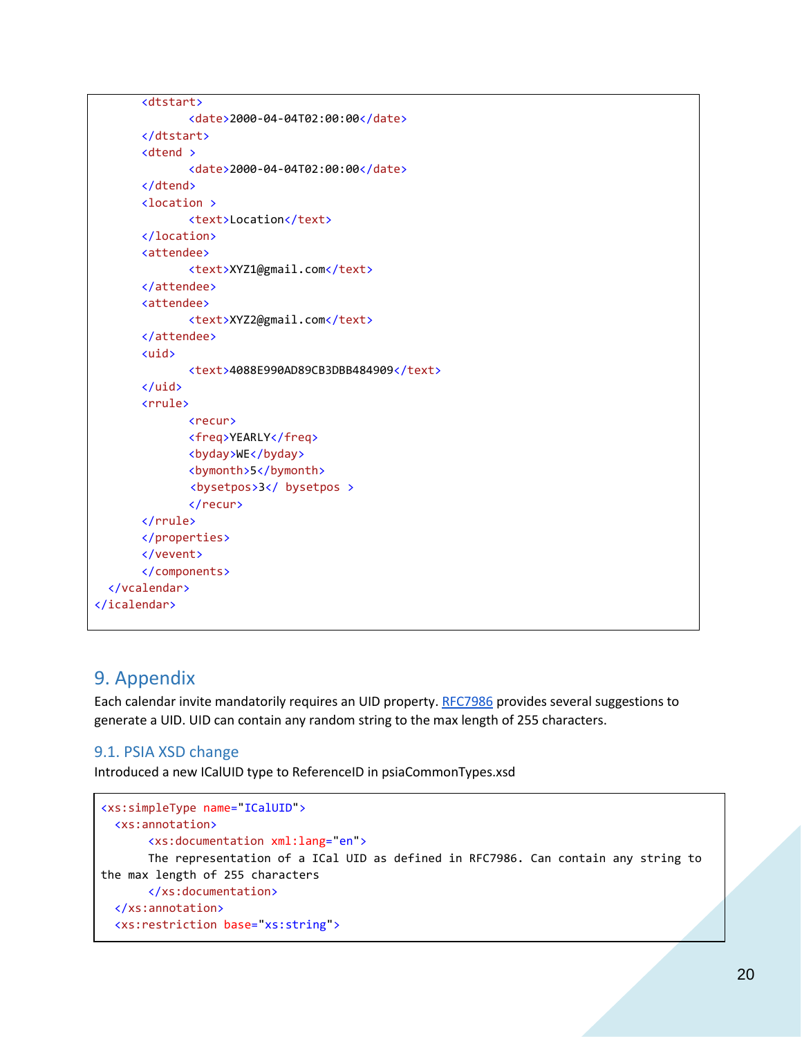```
        <dtstart>
                <date>2000-04-04T02:00:00</date>
        </dtstart>
        <dtend >
                <date>2000-04-04T02:00:00</date>
        </dtend>
        <location >
                <text>Location</text>
        </location>
        <attendee>
                <text>XYZ1@gmail.com</text>
        </attendee>
        <attendee>
                <text>XYZ2@gmail.com</text>
        </attendee>
        <uid>
                <text>4088E990AD89CB3DBB484909</text>
        </uid>
        <rrule>
                <recur>
                <freq>YEARLY</freq>
                <byday>WE</byday>
                <bymonth>5</bymonth>
                <bysetpos>3</ bysetpos >
                </recur>
        </rrule>
        </properties>
        </vevent>
        </components>
  </vcalendar>
</icalendar>
```

# 9. Appendix

Each calendar invite mandatorily requires an UID property. RFC7986 provides several suggestions to generate a UID. UID can contain any random string to the max length of 255 characters.

## 9.1. PSIA XSD change

Introduced a new ICalUID type to ReferenceID in psiaCommonTypes.xsd

```
<xs:simpleType name="ICalUID">
  <xs:annotation>
       <xs:documentation xml:lang="en">
       The representation of a ICal UID as defined in RFC7986. Can contain any string to
the max length of 255 characters
       </xs:documentation>
  </xs:annotation>
  <xs:restriction base="xs:string">
```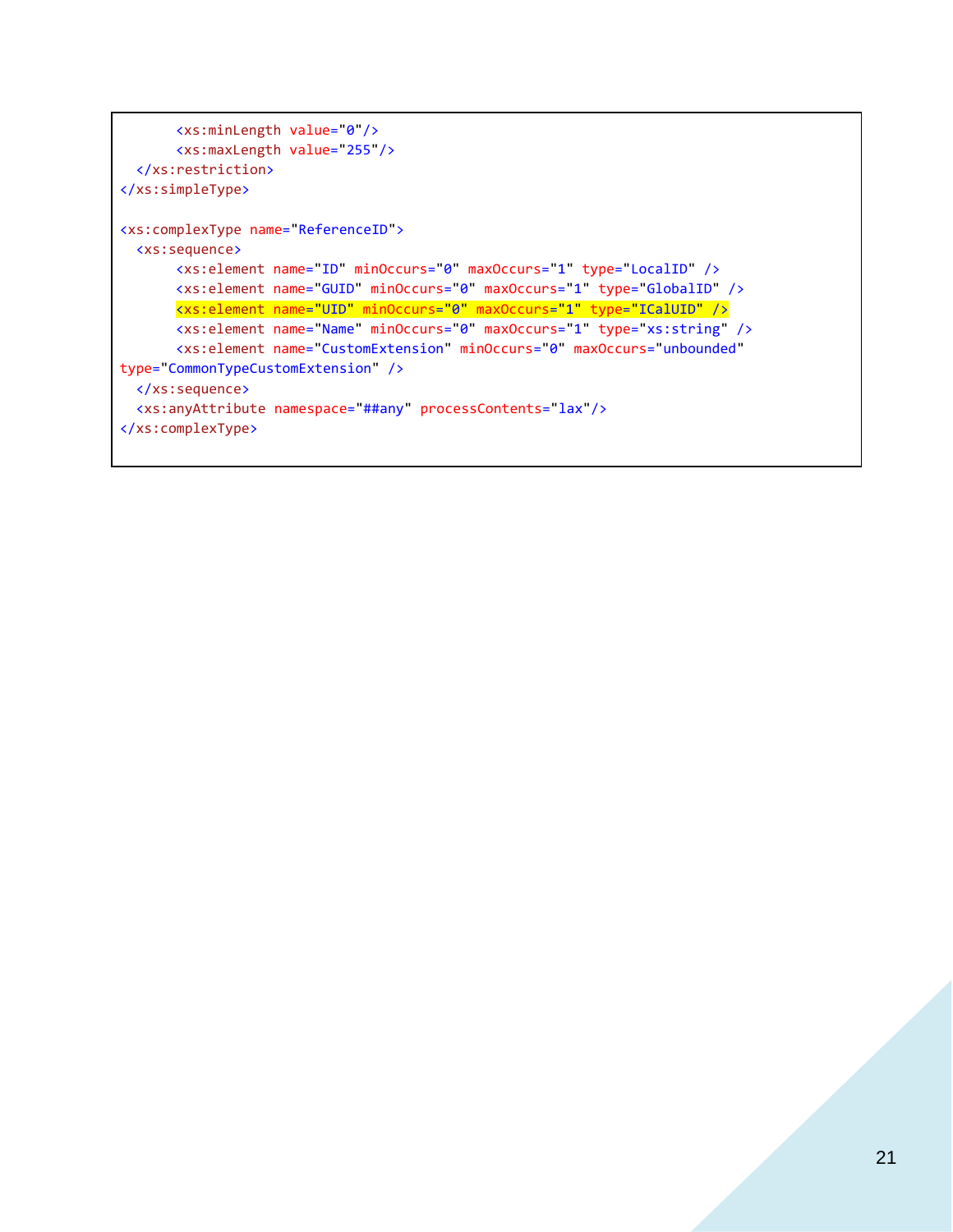```
      <xs:minLength value="0"/>
      <xs:maxLength value="255"/>
  </xs:restriction>
</xs:simpleType>

<xs:complexType name="ReferenceID">
  <xs:sequence>
      <xs:element name="ID" minOccurs="0" maxOccurs="1" type="LocalID" />
      <xs:element name="GUID" minOccurs="0" maxOccurs="1" type="GlobalID" />
      <xs:element name="UID" minOccurs="0" maxOccurs="1" type="ICalUID" />
      <xs:element name="Name" minOccurs="0" maxOccurs="1" type="xs:string" />
      <xs:element name="CustomExtension" minOccurs="0" maxOccurs="unbounded"
type="CommonTypeCustomExtension" />
  </xs:sequence>
  <xs:anyAttribute namespace="##any" processContents="lax"/>
</xs:complexType>
```